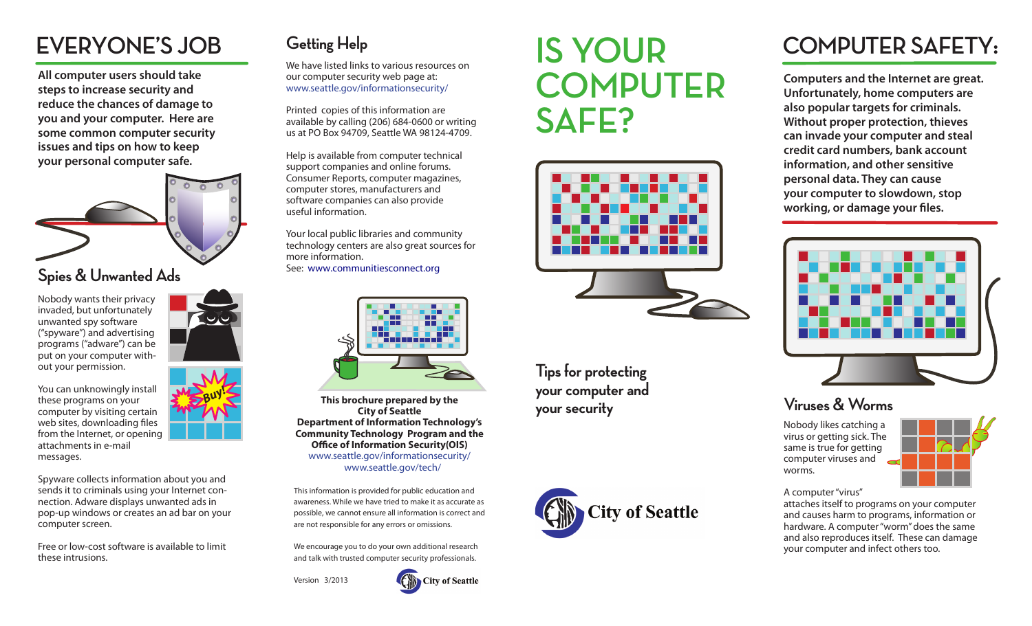# EVERYONE'S JOB

**All computer users should take steps to increase security and reduce the chances of damage to you and your computer. Here are some common computer security issues and tips on how to keep your personal computer safe.**

## Spies & Unwanted Ads

Nobody wants their privacy invaded, but unfortunately unwanted spy software ("spyware") and advertising programs ("adware") can be put on your computer without your permission.

You can unknowingly install these programs on your computer by visiting certain web sites, downloading files from the Internet, or opening attachments in e-mail messages.

Spyware collects information about you and sends it to criminals using your Internet connection. Adware displays unwanted ads in pop-up windows or creates an ad bar on your computer screen.

Free or low-cost software is available to limit these intrusions.

## Getting Help

We have listed links to various resources on our computer security web page at:
www.seattle.gov/informationsecurity/

Printed copies of this information are available by calling (206) 684-0600 or writing us at PO Box 94709, Seattle WA 98124-4709.

Help is available from computer technical support companies and online forums. Consumer Reports, computer magazines, computer stores, manufacturers and software companies can also provide useful information.

Your local public libraries and community technology centers are also great sources for more information.
See: www.communitiesconnect.org

**This brochure prepared by the City of Seattle Department of Information Technology's Community Technology Program and the Office of Information Security(OIS)**
www.seattle.gov/informationsecurity/
www.seattle.gov/tech/

This information is provided for public education and awareness. While we have tried to make it as accurate as possible, we cannot ensure all information is correct and are not responsible for any errors or omissions.

We encourage you to do your own additional research and talk with trusted computer security professionals.

Version 3/2013

City of Seattle

# IS YOUR COMPUTER SAFE?

Tips for protecting your computer and your security

City of Seattle

# COMPUTER SAFETY:

**Computers and the Internet are great. Unfortunately, home computers are also popular targets for criminals. Without proper protection, thieves can invade your computer and steal credit card numbers, bank account information, and other sensitive personal data. They can cause your computer to slowdown, stop working, or damage your files.**

## Viruses & Worms

Nobody likes catching a virus or getting sick. The same is true for getting computer viruses and worms.

A computer "virus" attaches itself to programs on your computer and causes harm to programs, information or hardware. A computer "worm" does the same and also reproduces itself. These can damage your computer and infect others too.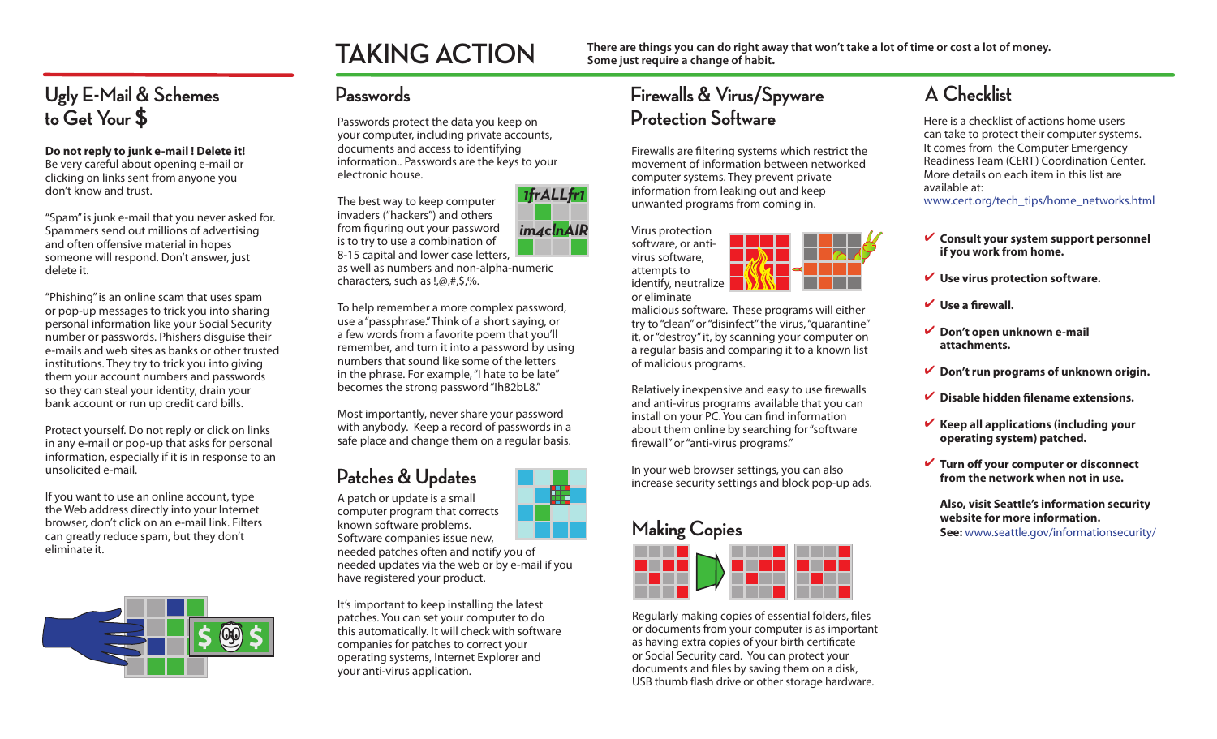# TAKING ACTION

**There are things you can do right away that won't take a lot of time or cost a lot of money. Some just require a change of habit.**

## Ugly E-Mail & Schemes to Get Your $

**Do not reply to junk e-mail ! Delete it!** Be very careful about opening e-mail or clicking on links sent from anyone you don't know and trust.

"Spam" is junk e-mail that you never asked for. Spammers send out millions of advertising and often offensive material in hopes someone will respond. Don't answer, just delete it.

"Phishing" is an online scam that uses spam or pop-up messages to trick you into sharing personal information like your Social Security number or passwords. Phishers disguise their e-mails and web sites as banks or other trusted institutions. They try to trick you into giving them your account numbers and passwords so they can steal your identity, drain your bank account or run up credit card bills.

Protect yourself. Do not reply or click on links in any e-mail or pop-up that asks for personal information, especially if it is in response to an unsolicited e-mail.

If you want to use an online account, type the Web address directly into your Internet browser, don't click on an e-mail link. Filters can greatly reduce spam, but they don't eliminate it.

## Passwords

Passwords protect the data you keep on your computer, including private accounts, documents and access to identifying information.. Passwords are the keys to your electronic house.

1frALLfr1

im4clnAIR

The best way to keep computer invaders ("hackers") and others from figuring out your password is to try to use a combination of 8-15 capital and lower case letters, as well as numbers and non-alpha-numeric characters, such as !,@,#,$,%.

To help remember a more complex password, use a "passphrase." Think of a short saying, or a few words from a favorite poem that you'll remember, and turn it into a password by using numbers that sound like some of the letters in the phrase. For example, "I hate to be late" becomes the strong password "Ih82bL8."

Most importantly, never share your password with anybody. Keep a record of passwords in a safe place and change them on a regular basis.

## Patches & Updates

A patch or update is a small computer program that corrects known software problems. Software companies issue new, needed patches often and notify you of needed updates via the web or by e-mail if you have registered your product.

It's important to keep installing the latest patches. You can set your computer to do this automatically. It will check with software companies for patches to your operating systems, Internet Explorer and your anti-virus application.

## Firewalls & Virus/Spyware Protection Software

Firewalls are filtering systems which restrict the movement of information between networked computer systems. They prevent private information from leaking out and keep unwanted programs from coming in.

Virus protection software, or anti-virus software, attempts to identify, neutralize or eliminate malicious software. These programs will either try to "clean" or "disinfect" the virus, "quarantine" it, or "destroy" it, by scanning your computer on a regular basis and comparing it to a known list of malicious programs.

Relatively inexpensive and easy to use firewalls and anti-virus programs available that you can install on your PC. You can find information about them online by searching for "software firewall" or "anti-virus programs."

In your web browser settings, you can also increase security settings and block pop-up ads.

## Making Copies

Regularly making copies of essential folders, files or documents from your computer is as important as having extra copies of your birth certificate or Social Security card. You can protect your documents and files by saving them on a disk, USB thumb flash drive or other storage hardware.

## A Checklist

Here is a checklist of actions home users can take to protect their computer systems. It comes from the Computer Emergency Readiness Team (CERT) Coordination Center. More details on each item in this list are available at: www.cert.org/tech_tips/home_networks.html

- ✔ **Consult your system support personnel if you work from home.**
- ✔ **Use virus protection software.**
- ✔ **Use a firewall.**
- ✔ **Don't open unknown e-mail attachments.**
- ✔ **Don't run programs of unknown origin.**
- ✔ **Disable hidden filename extensions.**
- ✔ **Keep all applications (including your operating system) patched.**
- ✔ **Turn off your computer or disconnect from the network when not in use.**

**Also, visit Seattle's information security website for more information.**
**See:** www.seattle.gov/informationsecurity/